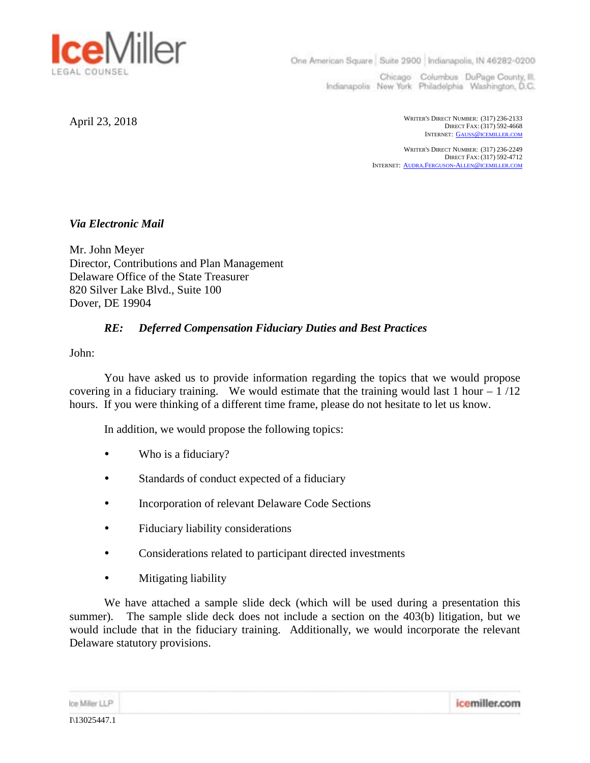April 23, 2018

WRITER'S DIRECT NUMBER: (317) 236-2133
DIRECT FAX: (317) 592-4668
INTERNET: GAUSS@ICEMILLER.COM

WRITER'S DIRECT NUMBER: (317) 236-2249
DIRECT FAX: (317) 592-4712
INTERNET: AUDRA.FERGUSON-ALLEN@ICEMILLER.COM

***Via Electronic Mail***

Mr. John Meyer
Director, Contributions and Plan Management
Delaware Office of the State Treasurer
820 Silver Lake Blvd., Suite 100
Dover, DE 19904

***RE: Deferred Compensation Fiduciary Duties and Best Practices***

John:

You have asked us to provide information regarding the topics that we would propose covering in a fiduciary training. We would estimate that the training would last 1 hour – 1 /12 hours. If you were thinking of a different time frame, please do not hesitate to let us know.

In addition, we would propose the following topics:

- Who is a fiduciary?
- Standards of conduct expected of a fiduciary
- Incorporation of relevant Delaware Code Sections
- Fiduciary liability considerations
- Considerations related to participant directed investments
- Mitigating liability

We have attached a sample slide deck (which will be used during a presentation this summer). The sample slide deck does not include a section on the 403(b) litigation, but we would include that in the fiduciary training. Additionally, we would incorporate the relevant Delaware statutory provisions.

I\13025447.1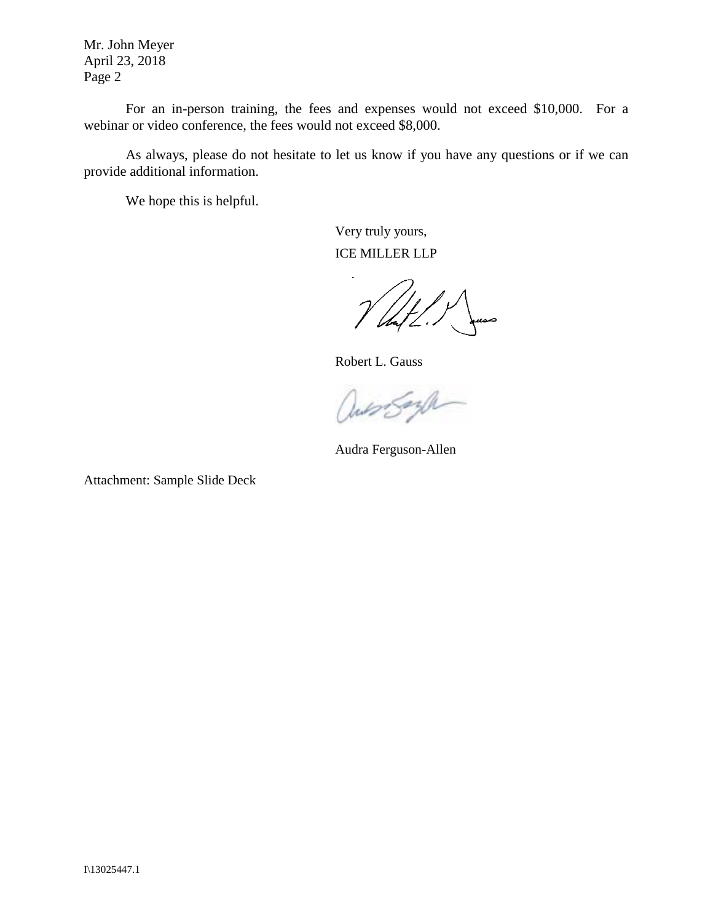For an in-person training, the fees and expenses would not exceed $10,000. For a webinar or video conference, the fees would not exceed $8,000.

As always, please do not hesitate to let us know if you have any questions or if we can provide additional information.

We hope this is helpful.

Very truly yours,

ICE MILLER LLP

Robert L. Gauss

Audra Ferguson-Allen

Attachment: Sample Slide Deck

I\13025447.1